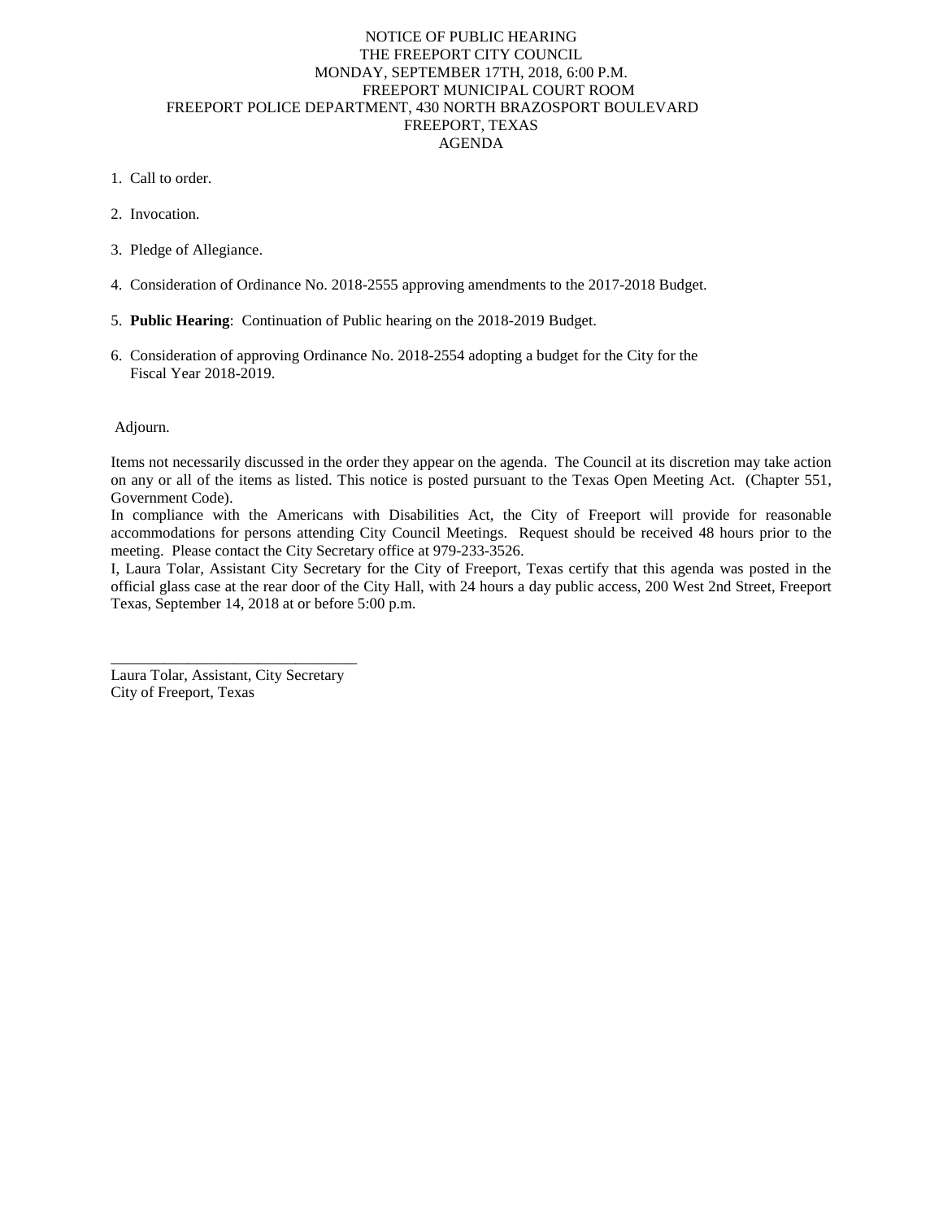NOTICE OF PUBLIC HEARING
THE FREEPORT CITY COUNCIL
MONDAY, SEPTEMBER 17TH, 2018, 6:00 P.M.
FREEPORT MUNICIPAL COURT ROOM
FREEPORT POLICE DEPARTMENT, 430 NORTH BRAZOSPORT BOULEVARD
FREEPORT, TEXAS
AGENDA

1. Call to order.

2. Invocation.

3. Pledge of Allegiance.

4. Consideration of Ordinance No. 2018-2555 approving amendments to the 2017-2018 Budget.

5. **Public Hearing**: Continuation of Public hearing on the 2018-2019 Budget.

6. Consideration of approving Ordinance No. 2018-2554 adopting a budget for the City for the Fiscal Year 2018-2019.

Adjourn.

Items not necessarily discussed in the order they appear on the agenda. The Council at its discretion may take action on any or all of the items as listed. This notice is posted pursuant to the Texas Open Meeting Act. (Chapter 551, Government Code).

In compliance with the Americans with Disabilities Act, the City of Freeport will provide for reasonable accommodations for persons attending City Council Meetings. Request should be received 48 hours prior to the meeting. Please contact the City Secretary office at 979-233-3526.

I, Laura Tolar, Assistant City Secretary for the City of Freeport, Texas certify that this agenda was posted in the official glass case at the rear door of the City Hall, with 24 hours a day public access, 200 West 2nd Street, Freeport Texas, September 14, 2018 at or before 5:00 p.m.

\_\_\_\_\_\_\_\_\_\_\_\_\_\_\_\_\_\_\_\_\_\_\_\_\_\_\_\_\_\_\_\_

Laura Tolar, Assistant, City Secretary
City of Freeport, Texas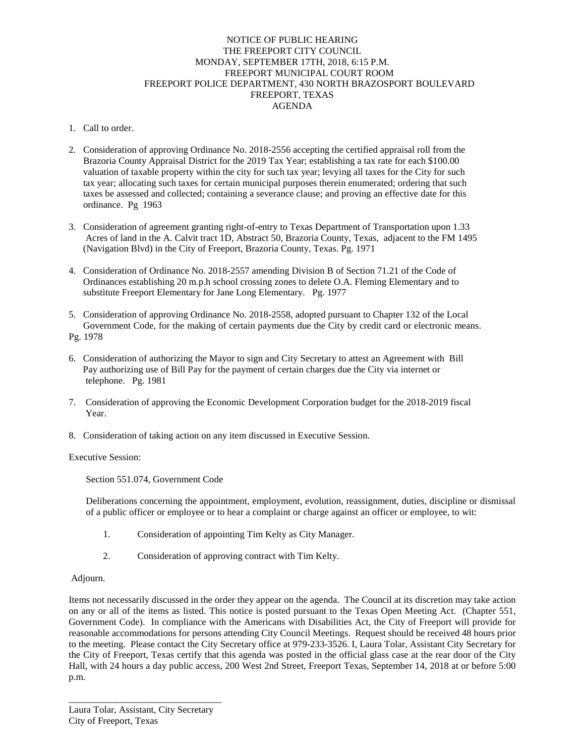NOTICE OF PUBLIC HEARING
THE FREEPORT CITY COUNCIL
MONDAY, SEPTEMBER 17TH, 2018, 6:15 P.M.
FREEPORT MUNICIPAL COURT ROOM
FREEPORT POLICE DEPARTMENT, 430 NORTH BRAZOSPORT BOULEVARD
FREEPORT, TEXAS
AGENDA

1. Call to order.

2. Consideration of approving Ordinance No. 2018-2556 accepting the certified appraisal roll from the Brazoria County Appraisal District for the 2019 Tax Year; establishing a tax rate for each $100.00 valuation of taxable property within the city for such tax year; levying all taxes for the City for such tax year; allocating such taxes for certain municipal purposes therein enumerated; ordering that such taxes be assessed and collected; containing a severance clause; and proving an effective date for this ordinance. Pg 1963

3. Consideration of agreement granting right-of-entry to Texas Department of Transportation upon 1.33 Acres of land in the A. Calvit tract 1D, Abstract 50, Brazoria County, Texas, adjacent to the FM 1495 (Navigation Blvd) in the City of Freeport, Brazoria County, Texas. Pg. 1971

4. Consideration of Ordinance No. 2018-2557 amending Division B of Section 71.21 of the Code of Ordinances establishing 20 m.p.h school crossing zones to delete O.A. Fleming Elementary and to substitute Freeport Elementary for Jane Long Elementary. Pg. 1977

5. Consideration of approving Ordinance No. 2018-2558, adopted pursuant to Chapter 132 of the Local Government Code, for the making of certain payments due the City by credit card or electronic means. Pg. 1978

6. Consideration of authorizing the Mayor to sign and City Secretary to attest an Agreement with Bill Pay authorizing use of Bill Pay for the payment of certain charges due the City via internet or telephone. Pg. 1981

7. Consideration of approving the Economic Development Corporation budget for the 2018-2019 fiscal Year.

8. Consideration of taking action on any item discussed in Executive Session.

Executive Session:

Section 551.074, Government Code

Deliberations concerning the appointment, employment, evolution, reassignment, duties, discipline or dismissal of a public officer or employee or to hear a complaint or charge against an officer or employee, to wit:

1. Consideration of appointing Tim Kelty as City Manager.
2. Consideration of approving contract with Tim Kelty.

Adjourn.

Items not necessarily discussed in the order they appear on the agenda. The Council at its discretion may take action on any or all of the items as listed. This notice is posted pursuant to the Texas Open Meeting Act. (Chapter 551, Government Code). In compliance with the Americans with Disabilities Act, the City of Freeport will provide for reasonable accommodations for persons attending City Council Meetings. Request should be received 48 hours prior to the meeting. Please contact the City Secretary office at 979-233-3526. I, Laura Tolar, Assistant City Secretary for the City of Freeport, Texas certify that this agenda was posted in the official glass case at the rear door of the City Hall, with 24 hours a day public access, 200 West 2nd Street, Freeport Texas, September 14, 2018 at or before 5:00 p.m.

\_\_\_\_\_\_\_\_\_\_\_\_\_\_\_\_\_\_\_\_\_\_\_\_\_\_\_\_\_\_\_\_

Laura Tolar, Assistant, City Secretary
City of Freeport, Texas